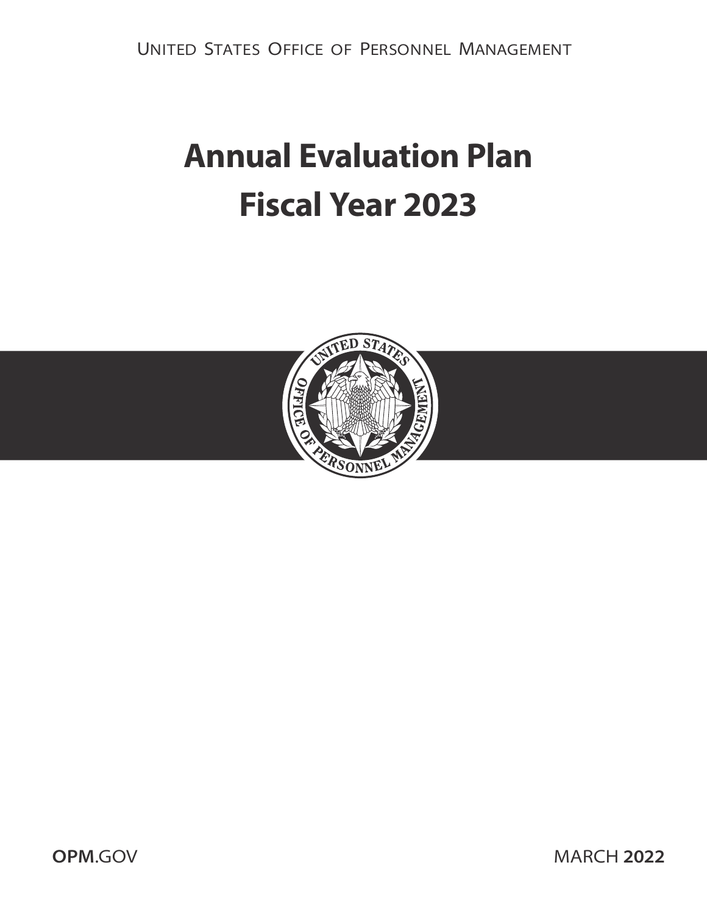United States Office of Personnel Management

# Annual Evaluation Plan
# Fiscal Year 2023

**OPM**.GOV

MARCH **2022**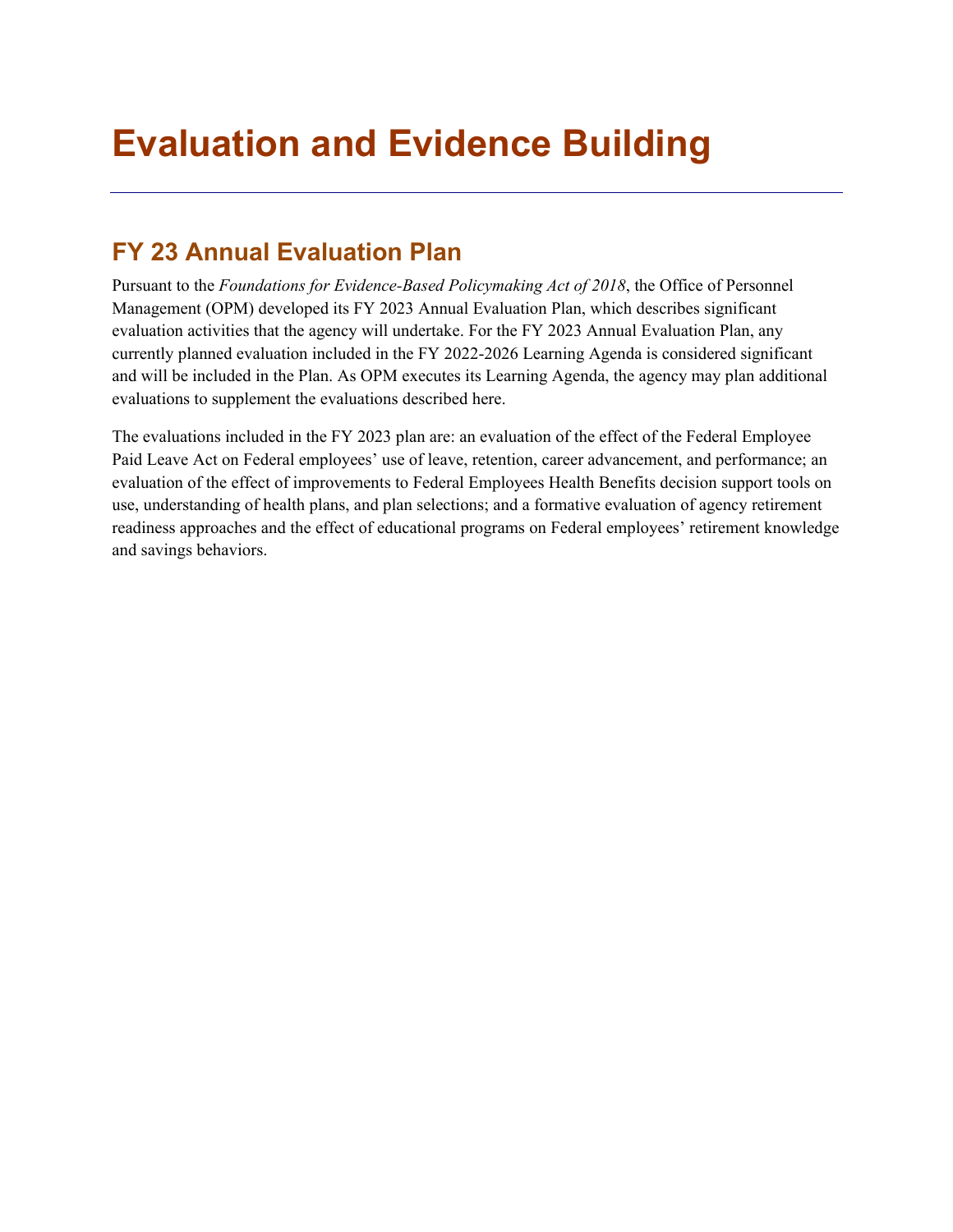# Evaluation and Evidence Building

## FY 23 Annual Evaluation Plan

Pursuant to the *Foundations for Evidence-Based Policymaking Act of 2018*, the Office of Personnel Management (OPM) developed its FY 2023 Annual Evaluation Plan, which describes significant evaluation activities that the agency will undertake. For the FY 2023 Annual Evaluation Plan, any currently planned evaluation included in the FY 2022-2026 Learning Agenda is considered significant and will be included in the Plan. As OPM executes its Learning Agenda, the agency may plan additional evaluations to supplement the evaluations described here.

The evaluations included in the FY 2023 plan are: an evaluation of the effect of the Federal Employee Paid Leave Act on Federal employees' use of leave, retention, career advancement, and performance; an evaluation of the effect of improvements to Federal Employees Health Benefits decision support tools on use, understanding of health plans, and plan selections; and a formative evaluation of agency retirement readiness approaches and the effect of educational programs on Federal employees' retirement knowledge and savings behaviors.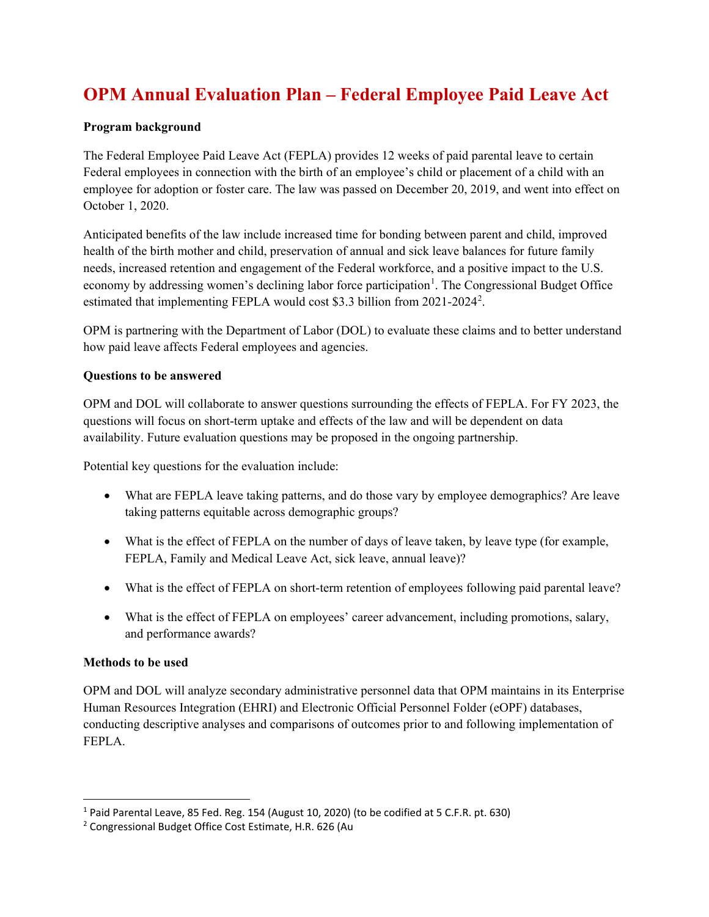# OPM Annual Evaluation Plan – Federal Employee Paid Leave Act

**Program background**

The Federal Employee Paid Leave Act (FEPLA) provides 12 weeks of paid parental leave to certain Federal employees in connection with the birth of an employee's child or placement of a child with an employee for adoption or foster care. The law was passed on December 20, 2019, and went into effect on October 1, 2020.

Anticipated benefits of the law include increased time for bonding between parent and child, improved health of the birth mother and child, preservation of annual and sick leave balances for future family needs, increased retention and engagement of the Federal workforce, and a positive impact to the U.S. economy by addressing women's declining labor force participation[1]. The Congressional Budget Office estimated that implementing FEPLA would cost $3.3 billion from 2021-2024[2].

OPM is partnering with the Department of Labor (DOL) to evaluate these claims and to better understand how paid leave affects Federal employees and agencies.

**Questions to be answered**

OPM and DOL will collaborate to answer questions surrounding the effects of FEPLA. For FY 2023, the questions will focus on short-term uptake and effects of the law and will be dependent on data availability. Future evaluation questions may be proposed in the ongoing partnership.

Potential key questions for the evaluation include:

- What are FEPLA leave taking patterns, and do those vary by employee demographics? Are leave taking patterns equitable across demographic groups?
- What is the effect of FEPLA on the number of days of leave taken, by leave type (for example, FEPLA, Family and Medical Leave Act, sick leave, annual leave)?
- What is the effect of FEPLA on short-term retention of employees following paid parental leave?
- What is the effect of FEPLA on employees' career advancement, including promotions, salary, and performance awards?

**Methods to be used**

OPM and DOL will analyze secondary administrative personnel data that OPM maintains in its Enterprise Human Resources Integration (EHRI) and Electronic Official Personnel Folder (eOPF) databases, conducting descriptive analyses and comparisons of outcomes prior to and following implementation of FEPLA.

---

[1] Paid Parental Leave, 85 Fed. Reg. 154 (August 10, 2020) (to be codified at 5 C.F.R. pt. 630)

[2] Congressional Budget Office Cost Estimate, H.R. 626 (Au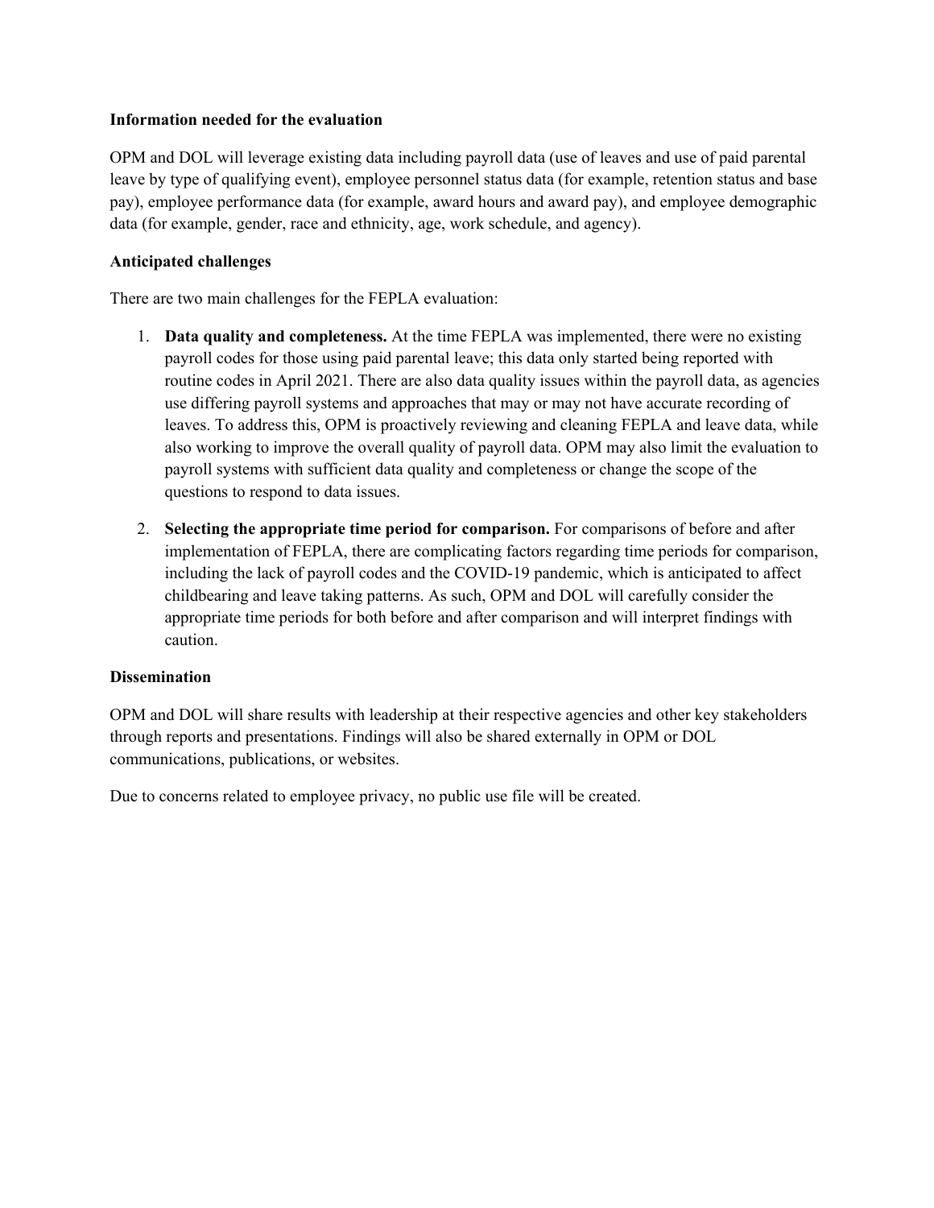**Information needed for the evaluation**

OPM and DOL will leverage existing data including payroll data (use of leaves and use of paid parental leave by type of qualifying event), employee personnel status data (for example, retention status and base pay), employee performance data (for example, award hours and award pay), and employee demographic data (for example, gender, race and ethnicity, age, work schedule, and agency).

**Anticipated challenges**

There are two main challenges for the FEPLA evaluation:

1. **Data quality and completeness.** At the time FEPLA was implemented, there were no existing payroll codes for those using paid parental leave; this data only started being reported with routine codes in April 2021. There are also data quality issues within the payroll data, as agencies use differing payroll systems and approaches that may or may not have accurate recording of leaves. To address this, OPM is proactively reviewing and cleaning FEPLA and leave data, while also working to improve the overall quality of payroll data. OPM may also limit the evaluation to payroll systems with sufficient data quality and completeness or change the scope of the questions to respond to data issues.

2. **Selecting the appropriate time period for comparison.** For comparisons of before and after implementation of FEPLA, there are complicating factors regarding time periods for comparison, including the lack of payroll codes and the COVID-19 pandemic, which is anticipated to affect childbearing and leave taking patterns. As such, OPM and DOL will carefully consider the appropriate time periods for both before and after comparison and will interpret findings with caution.

**Dissemination**

OPM and DOL will share results with leadership at their respective agencies and other key stakeholders through reports and presentations. Findings will also be shared externally in OPM or DOL communications, publications, or websites.

Due to concerns related to employee privacy, no public use file will be created.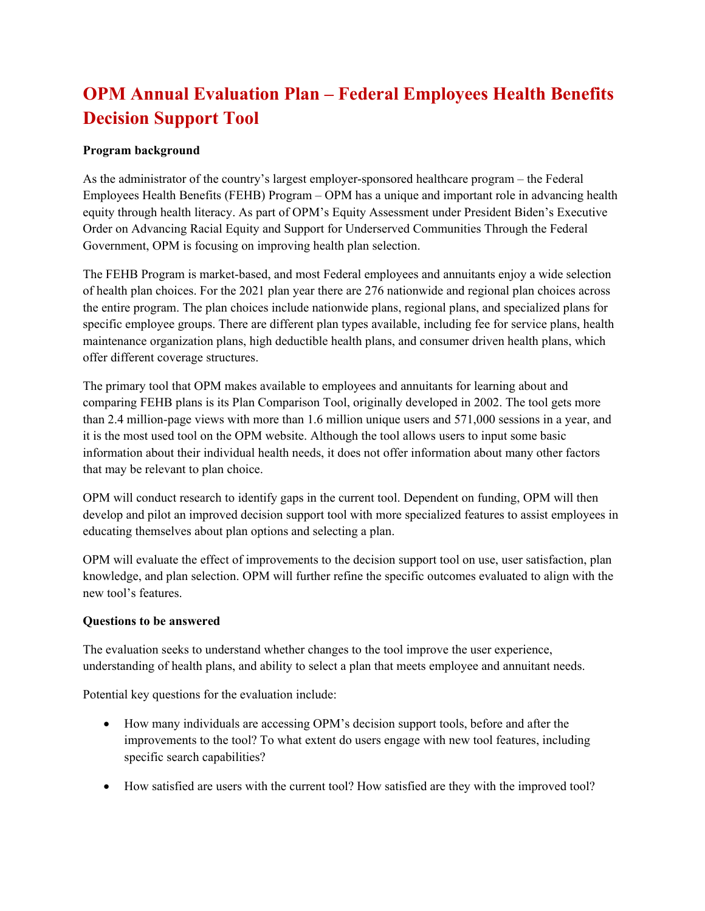# OPM Annual Evaluation Plan – Federal Employees Health Benefits Decision Support Tool

**Program background**

As the administrator of the country's largest employer-sponsored healthcare program – the Federal Employees Health Benefits (FEHB) Program – OPM has a unique and important role in advancing health equity through health literacy. As part of OPM's Equity Assessment under President Biden's Executive Order on Advancing Racial Equity and Support for Underserved Communities Through the Federal Government, OPM is focusing on improving health plan selection.

The FEHB Program is market-based, and most Federal employees and annuitants enjoy a wide selection of health plan choices. For the 2021 plan year there are 276 nationwide and regional plan choices across the entire program. The plan choices include nationwide plans, regional plans, and specialized plans for specific employee groups. There are different plan types available, including fee for service plans, health maintenance organization plans, high deductible health plans, and consumer driven health plans, which offer different coverage structures.

The primary tool that OPM makes available to employees and annuitants for learning about and comparing FEHB plans is its Plan Comparison Tool, originally developed in 2002. The tool gets more than 2.4 million-page views with more than 1.6 million unique users and 571,000 sessions in a year, and it is the most used tool on the OPM website. Although the tool allows users to input some basic information about their individual health needs, it does not offer information about many other factors that may be relevant to plan choice.

OPM will conduct research to identify gaps in the current tool. Dependent on funding, OPM will then develop and pilot an improved decision support tool with more specialized features to assist employees in educating themselves about plan options and selecting a plan.

OPM will evaluate the effect of improvements to the decision support tool on use, user satisfaction, plan knowledge, and plan selection. OPM will further refine the specific outcomes evaluated to align with the new tool's features.

**Questions to be answered**

The evaluation seeks to understand whether changes to the tool improve the user experience, understanding of health plans, and ability to select a plan that meets employee and annuitant needs.

Potential key questions for the evaluation include:

- How many individuals are accessing OPM's decision support tools, before and after the improvements to the tool? To what extent do users engage with new tool features, including specific search capabilities?
- How satisfied are users with the current tool? How satisfied are they with the improved tool?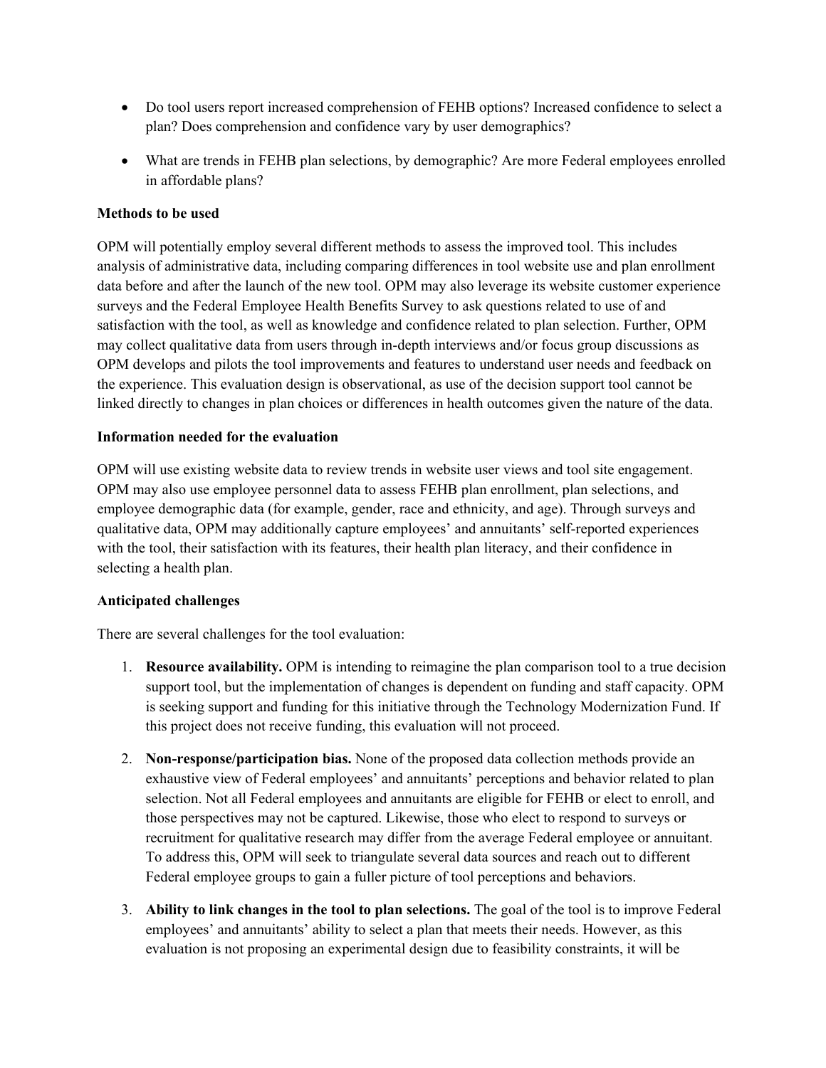- Do tool users report increased comprehension of FEHB options? Increased confidence to select a plan? Does comprehension and confidence vary by user demographics?
- What are trends in FEHB plan selections, by demographic? Are more Federal employees enrolled in affordable plans?

**Methods to be used**

OPM will potentially employ several different methods to assess the improved tool. This includes analysis of administrative data, including comparing differences in tool website use and plan enrollment data before and after the launch of the new tool. OPM may also leverage its website customer experience surveys and the Federal Employee Health Benefits Survey to ask questions related to use of and satisfaction with the tool, as well as knowledge and confidence related to plan selection. Further, OPM may collect qualitative data from users through in-depth interviews and/or focus group discussions as OPM develops and pilots the tool improvements and features to understand user needs and feedback on the experience. This evaluation design is observational, as use of the decision support tool cannot be linked directly to changes in plan choices or differences in health outcomes given the nature of the data.

**Information needed for the evaluation**

OPM will use existing website data to review trends in website user views and tool site engagement. OPM may also use employee personnel data to assess FEHB plan enrollment, plan selections, and employee demographic data (for example, gender, race and ethnicity, and age). Through surveys and qualitative data, OPM may additionally capture employees' and annuitants' self-reported experiences with the tool, their satisfaction with its features, their health plan literacy, and their confidence in selecting a health plan.

**Anticipated challenges**

There are several challenges for the tool evaluation:

1. **Resource availability.** OPM is intending to reimagine the plan comparison tool to a true decision support tool, but the implementation of changes is dependent on funding and staff capacity. OPM is seeking support and funding for this initiative through the Technology Modernization Fund. If this project does not receive funding, this evaluation will not proceed.
2. **Non-response/participation bias.** None of the proposed data collection methods provide an exhaustive view of Federal employees' and annuitants' perceptions and behavior related to plan selection. Not all Federal employees and annuitants are eligible for FEHB or elect to enroll, and those perspectives may not be captured. Likewise, those who elect to respond to surveys or recruitment for qualitative research may differ from the average Federal employee or annuitant. To address this, OPM will seek to triangulate several data sources and reach out to different Federal employee groups to gain a fuller picture of tool perceptions and behaviors.
3. **Ability to link changes in the tool to plan selections.** The goal of the tool is to improve Federal employees' and annuitants' ability to select a plan that meets their needs. However, as this evaluation is not proposing an experimental design due to feasibility constraints, it will be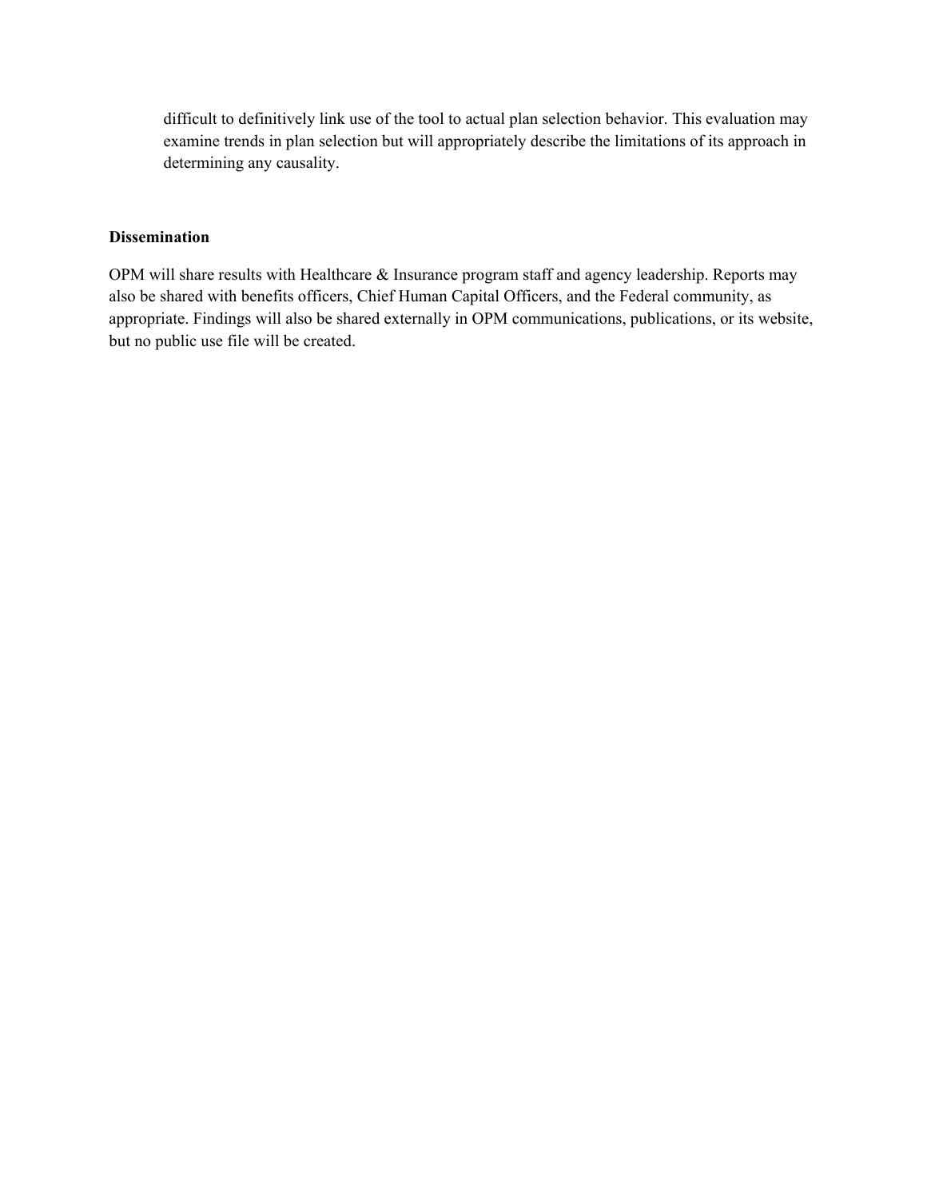difficult to definitively link use of the tool to actual plan selection behavior. This evaluation may examine trends in plan selection but will appropriately describe the limitations of its approach in determining any causality.

**Dissemination**

OPM will share results with Healthcare & Insurance program staff and agency leadership. Reports may also be shared with benefits officers, Chief Human Capital Officers, and the Federal community, as appropriate. Findings will also be shared externally in OPM communications, publications, or its website, but no public use file will be created.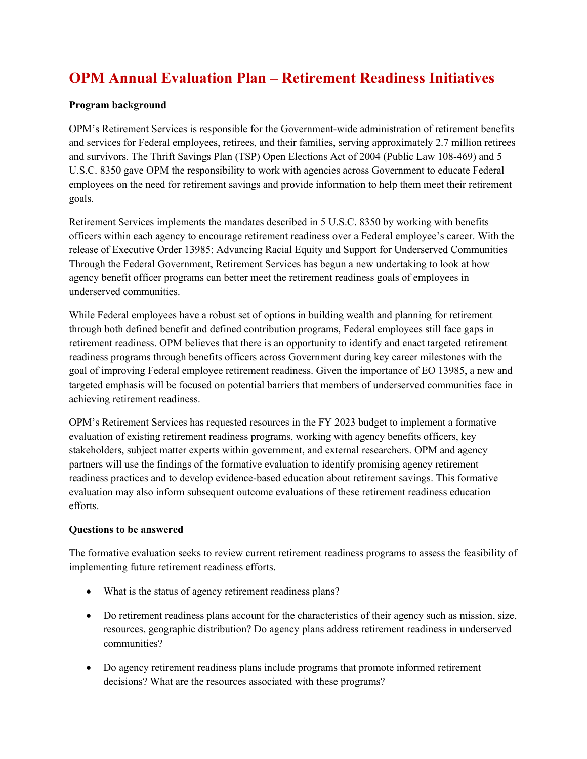# OPM Annual Evaluation Plan – Retirement Readiness Initiatives

**Program background**

OPM's Retirement Services is responsible for the Government-wide administration of retirement benefits and services for Federal employees, retirees, and their families, serving approximately 2.7 million retirees and survivors. The Thrift Savings Plan (TSP) Open Elections Act of 2004 (Public Law 108-469) and 5 U.S.C. 8350 gave OPM the responsibility to work with agencies across Government to educate Federal employees on the need for retirement savings and provide information to help them meet their retirement goals.

Retirement Services implements the mandates described in 5 U.S.C. 8350 by working with benefits officers within each agency to encourage retirement readiness over a Federal employee's career. With the release of Executive Order 13985: Advancing Racial Equity and Support for Underserved Communities Through the Federal Government, Retirement Services has begun a new undertaking to look at how agency benefit officer programs can better meet the retirement readiness goals of employees in underserved communities.

While Federal employees have a robust set of options in building wealth and planning for retirement through both defined benefit and defined contribution programs, Federal employees still face gaps in retirement readiness. OPM believes that there is an opportunity to identify and enact targeted retirement readiness programs through benefits officers across Government during key career milestones with the goal of improving Federal employee retirement readiness. Given the importance of EO 13985, a new and targeted emphasis will be focused on potential barriers that members of underserved communities face in achieving retirement readiness.

OPM's Retirement Services has requested resources in the FY 2023 budget to implement a formative evaluation of existing retirement readiness programs, working with agency benefits officers, key stakeholders, subject matter experts within government, and external researchers. OPM and agency partners will use the findings of the formative evaluation to identify promising agency retirement readiness practices and to develop evidence-based education about retirement savings. This formative evaluation may also inform subsequent outcome evaluations of these retirement readiness education efforts.

**Questions to be answered**

The formative evaluation seeks to review current retirement readiness programs to assess the feasibility of implementing future retirement readiness efforts.

- What is the status of agency retirement readiness plans?
- Do retirement readiness plans account for the characteristics of their agency such as mission, size, resources, geographic distribution? Do agency plans address retirement readiness in underserved communities?
- Do agency retirement readiness plans include programs that promote informed retirement decisions? What are the resources associated with these programs?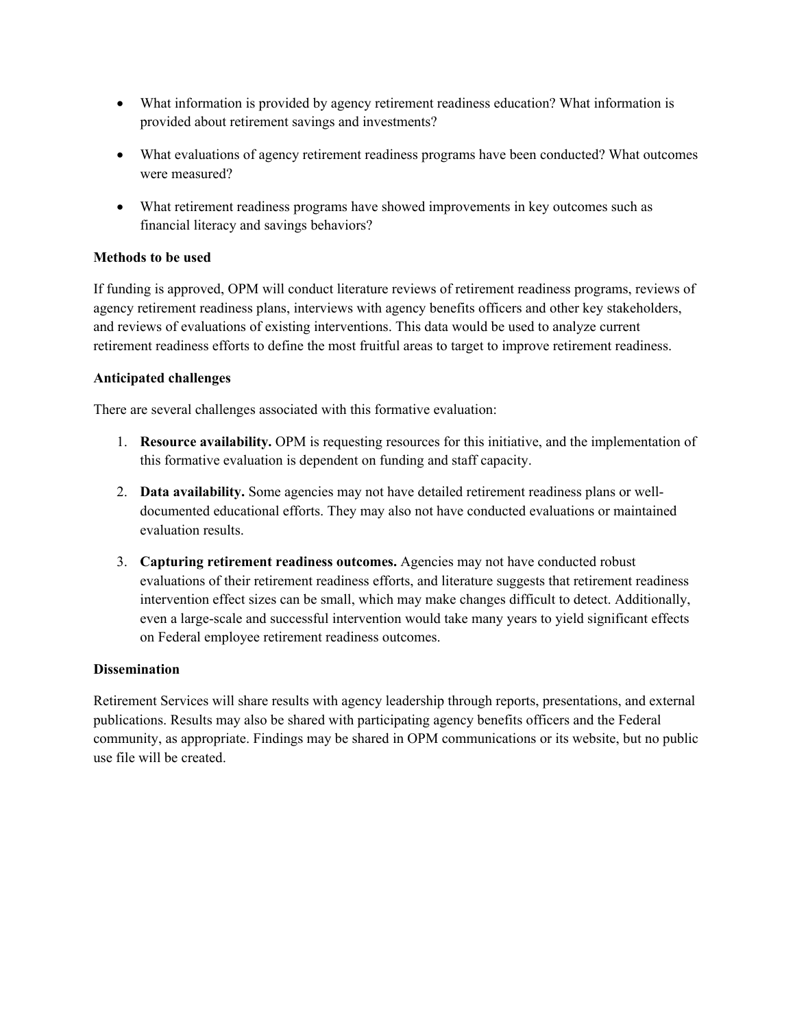- What information is provided by agency retirement readiness education? What information is provided about retirement savings and investments?
- What evaluations of agency retirement readiness programs have been conducted? What outcomes were measured?
- What retirement readiness programs have showed improvements in key outcomes such as financial literacy and savings behaviors?

**Methods to be used**

If funding is approved, OPM will conduct literature reviews of retirement readiness programs, reviews of agency retirement readiness plans, interviews with agency benefits officers and other key stakeholders, and reviews of evaluations of existing interventions. This data would be used to analyze current retirement readiness efforts to define the most fruitful areas to target to improve retirement readiness.

**Anticipated challenges**

There are several challenges associated with this formative evaluation:

1. **Resource availability.** OPM is requesting resources for this initiative, and the implementation of this formative evaluation is dependent on funding and staff capacity.
2. **Data availability.** Some agencies may not have detailed retirement readiness plans or well-documented educational efforts. They may also not have conducted evaluations or maintained evaluation results.
3. **Capturing retirement readiness outcomes.** Agencies may not have conducted robust evaluations of their retirement readiness efforts, and literature suggests that retirement readiness intervention effect sizes can be small, which may make changes difficult to detect. Additionally, even a large-scale and successful intervention would take many years to yield significant effects on Federal employee retirement readiness outcomes.

**Dissemination**

Retirement Services will share results with agency leadership through reports, presentations, and external publications. Results may also be shared with participating agency benefits officers and the Federal community, as appropriate. Findings may be shared in OPM communications or its website, but no public use file will be created.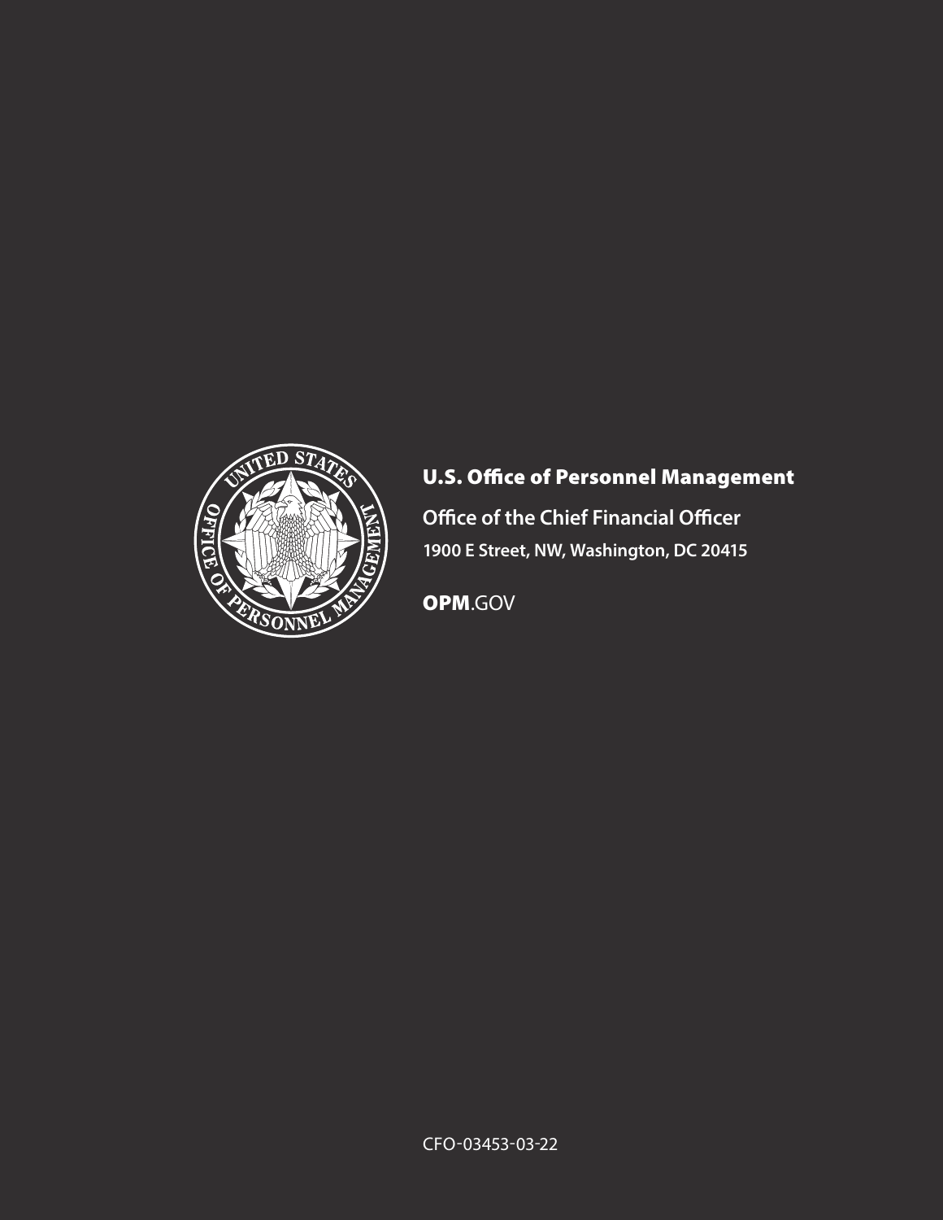**U.S. Office of Personnel Management**

**Office of the Chief Financial Officer**

**1900 E Street, NW, Washington, DC 20415**

**OPM**.GOV

CFO-03453-03-22